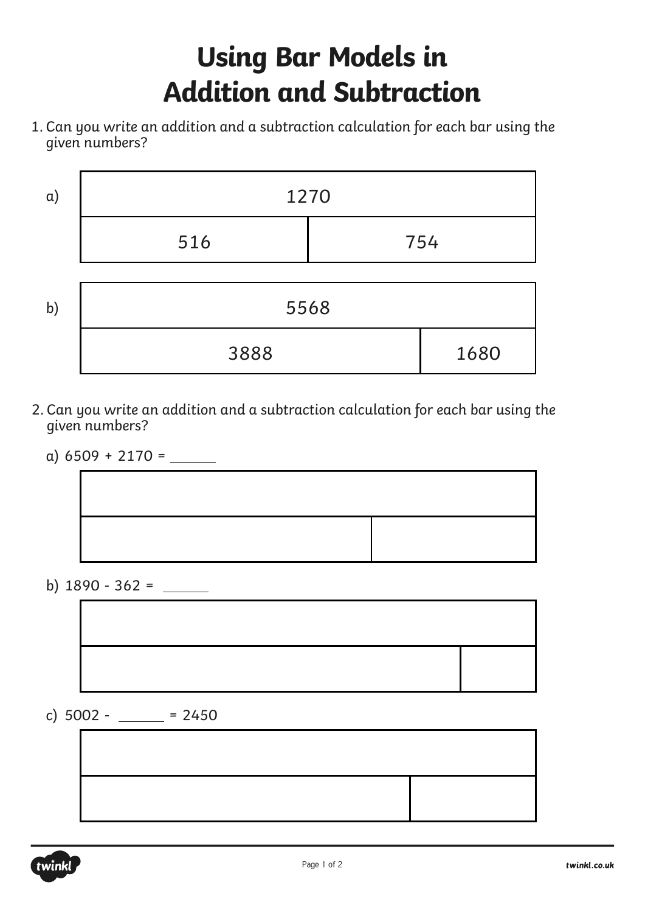# Using Bar Models in Addition and Subtraction

1. Can you write an addition and a subtraction calculation for each bar using the given numbers?

a)

| 1270 | |
|---|---|
| 516 | 754 |

b)

| 5568 | |
|---|---|
| 3888 | 1680 |

2. Can you write an addition and a subtraction calculation for each bar using the given numbers?

a) 6509 + 2170 = ______

| | |
|---|---|
| | |

b) 1890 - 362 = ______

| | |
|---|---|
| | |

c) 5002 - ______ = 2450

| | |
|---|---|
| | |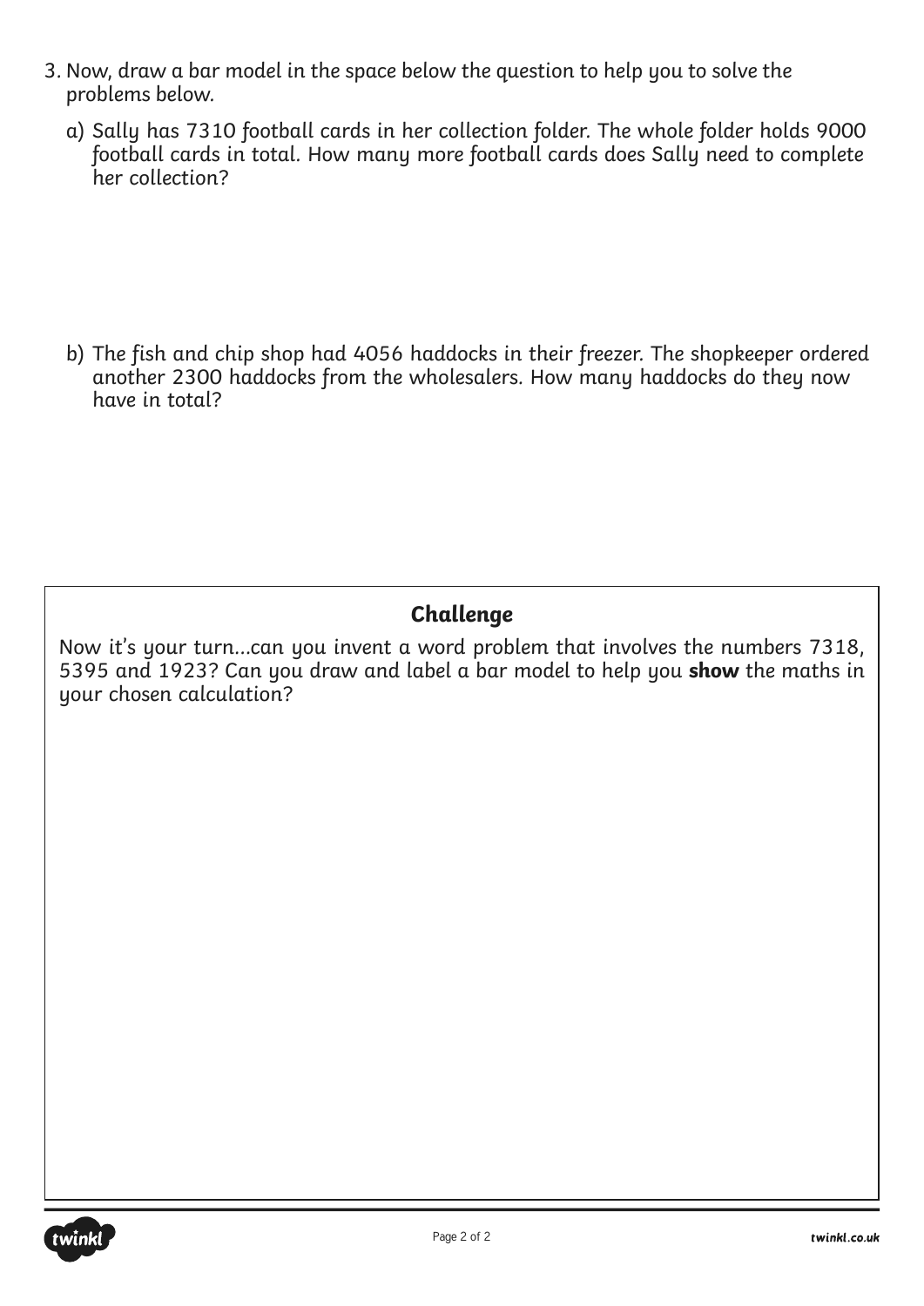3. Now, draw a bar model in the space below the question to help you to solve the problems below.

   a) Sally has 7310 football cards in her collection folder. The whole folder holds 9000 football cards in total. How many more football cards does Sally need to complete her collection?

   b) The fish and chip shop had 4056 haddocks in their freezer. The shopkeeper ordered another 2300 haddocks from the wholesalers. How many haddocks do they now have in total?

## Challenge

Now it's your turn...can you invent a word problem that involves the numbers 7318, 5395 and 1923? Can you draw and label a bar model to help you **show** the maths in your chosen calculation?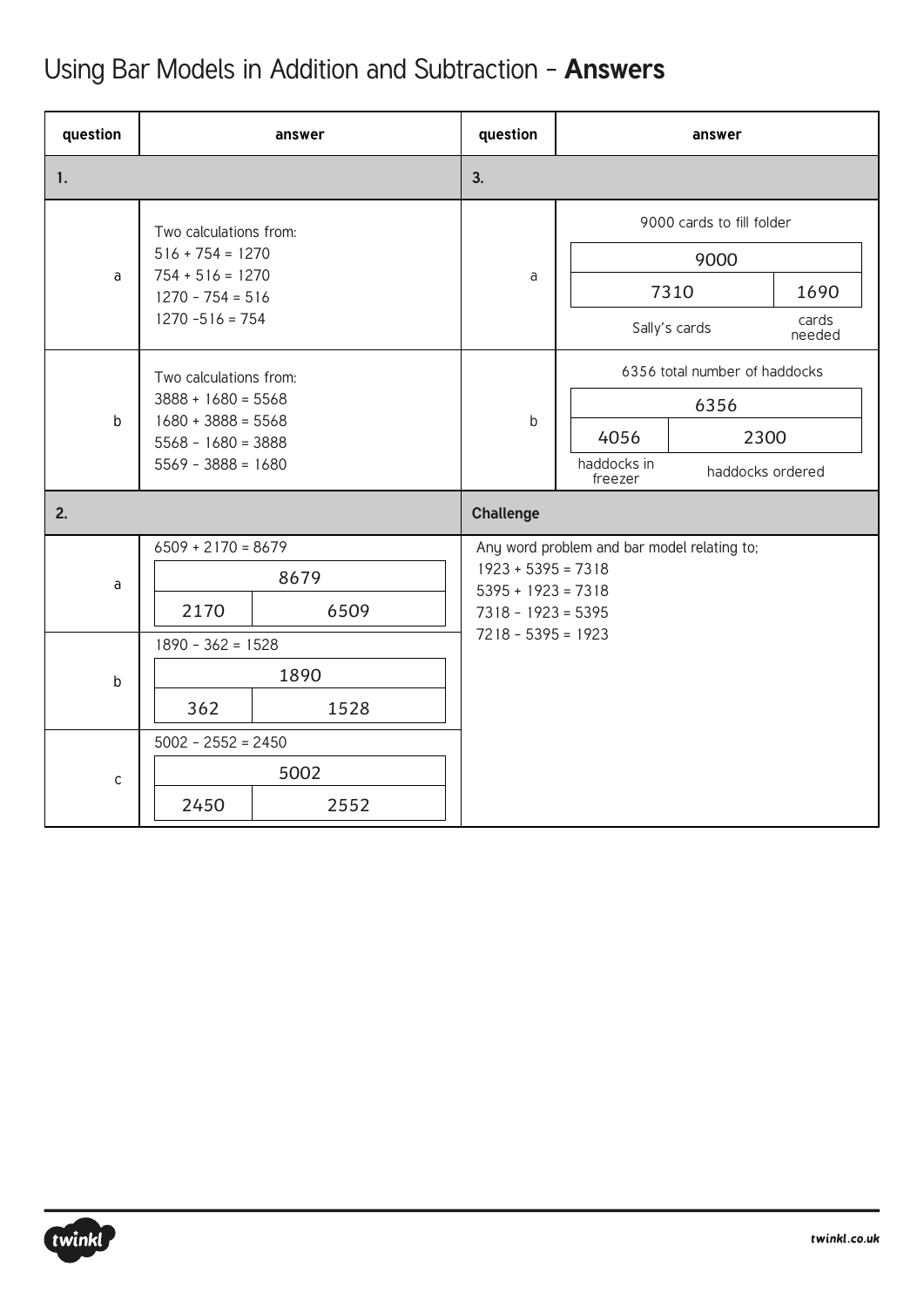# Using Bar Models in Addition and Subtraction – **Answers**

| question | answer | question | answer |
|---|---|---|---|
| **1.** | | **3.** | |
| a | Two calculations from:<br>516 + 754 = 1270<br>754 + 516 = 1270<br>1270 – 754 = 516<br>1270 –516 = 754 | a | 9000 cards to fill folder<br>9000<br>7310 \| 1690<br>Sally's cards \| cards needed |
| b | Two calculations from:<br>3888 + 1680 = 5568<br>1680 + 3888 = 5568<br>5568 – 1680 = 3888<br>5569 – 3888 = 1680 | b | 6356 total number of haddocks<br>6356<br>4056 \| 2300<br>haddocks in freezer \| haddocks ordered |
| **2.** | | **Challenge** | |
| a | 6509 + 2170 = 8679<br>8679<br>2170 \| 6509 | | Any word problem and bar model relating to;<br>1923 + 5395 = 7318<br>5395 + 1923 = 7318<br>7318 – 1923 = 5395<br>7218 – 5395 = 1923 |
| b | 1890 – 362 = 1528<br>1890<br>362 \| 1528 | | |
| c | 5002 – 2552 = 2450<br>5002<br>2450 \| 2552 | | |